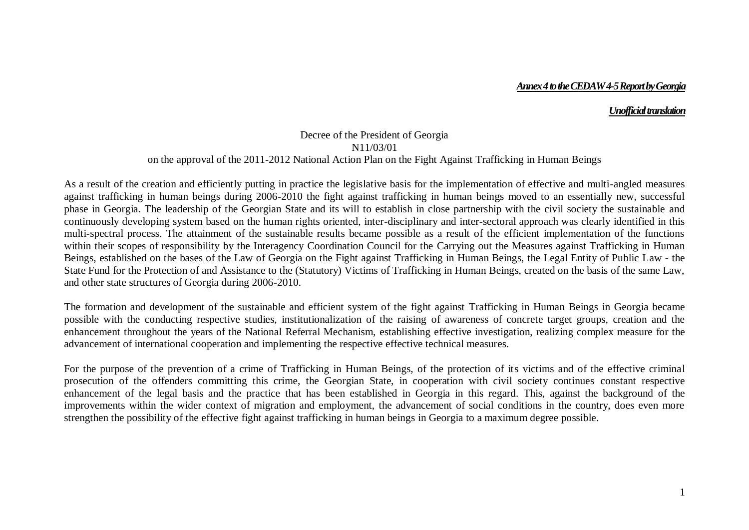***Annex 4 to the CEDAW 4-5 Report by Georgia***

***Unofficial translation***

# Decree of the President of Georgia
## N11/03/01
## on the approval of the 2011-2012 National Action Plan on the Fight Against Trafficking in Human Beings

As a result of the creation and efficiently putting in practice the legislative basis for the implementation of effective and multi-angled measures against trafficking in human beings during 2006-2010 the fight against trafficking in human beings moved to an essentially new, successful phase in Georgia. The leadership of the Georgian State and its will to establish in close partnership with the civil society the sustainable and continuously developing system based on the human rights oriented, inter-disciplinary and inter-sectoral approach was clearly identified in this multi-spectral process. The attainment of the sustainable results became possible as a result of the efficient implementation of the functions within their scopes of responsibility by the Interagency Coordination Council for the Carrying out the Measures against Trafficking in Human Beings, established on the bases of the Law of Georgia on the Fight against Trafficking in Human Beings, the Legal Entity of Public Law - the State Fund for the Protection of and Assistance to the (Statutory) Victims of Trafficking in Human Beings, created on the basis of the same Law, and other state structures of Georgia during 2006-2010.

The formation and development of the sustainable and efficient system of the fight against Trafficking in Human Beings in Georgia became possible with the conducting respective studies, institutionalization of the raising of awareness of concrete target groups, creation and the enhancement throughout the years of the National Referral Mechanism, establishing effective investigation, realizing complex measure for the advancement of international cooperation and implementing the respective effective technical measures.

For the purpose of the prevention of a crime of Trafficking in Human Beings, of the protection of its victims and of the effective criminal prosecution of the offenders committing this crime, the Georgian State, in cooperation with civil society continues constant respective enhancement of the legal basis and the practice that has been established in Georgia in this regard. This, against the background of the improvements within the wider context of migration and employment, the advancement of social conditions in the country, does even more strengthen the possibility of the effective fight against trafficking in human beings in Georgia to a maximum degree possible.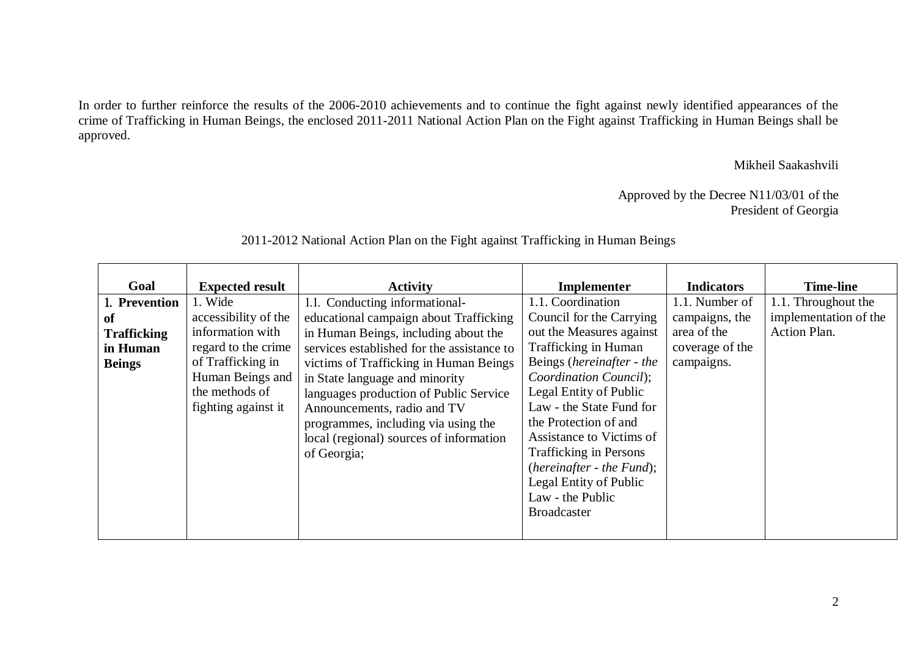In order to further reinforce the results of the 2006-2010 achievements and to continue the fight against newly identified appearances of the crime of Trafficking in Human Beings, the enclosed 2011-2011 National Action Plan on the Fight against Trafficking in Human Beings shall be approved.

Mikheil Saakashvili

Approved by the Decree N11/03/01 of the President of Georgia

2011-2012 National Action Plan on the Fight against Trafficking in Human Beings

| Goal | Expected result | Activity | Implementer | Indicators | Time-line |
|---|---|---|---|---|---|
| **1. Prevention of Trafficking in Human Beings** | 1. Wide accessibility of the information with regard to the crime of Trafficking in Human Beings and the methods of fighting against it | 1.1. Conducting informational-educational campaign about Trafficking in Human Beings, including about the services established for the assistance to victims of Trafficking in Human Beings in State language and minority languages production of Public Service Announcements, radio and TV programmes, including via using the local (regional) sources of information of Georgia; | 1.1. Coordination Council for the Carrying out the Measures against Trafficking in Human Beings (*hereinafter - the Coordination Council*); Legal Entity of Public Law - the State Fund for the Protection of and Assistance to Victims of Trafficking in Persons (*hereinafter - the Fund*); Legal Entity of Public Law - the Public Broadcaster | 1.1. Number of campaigns, the area of the coverage of the campaigns. | 1.1. Throughout the implementation of the Action Plan. |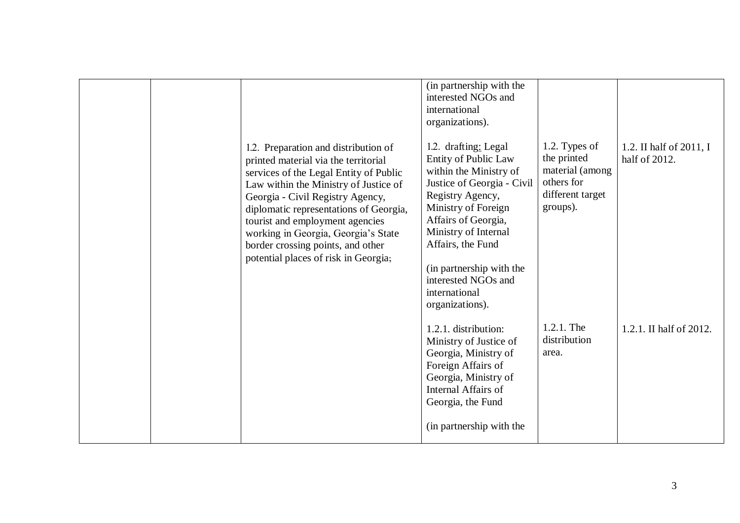|  |  |  | (in partnership with the interested NGOs and international organizations). |  |  |
|---|---|---|---|---|---|
|  |  | 1.2. Preparation and distribution of printed material via the territorial services of the Legal Entity of Public Law within the Ministry of Justice of Georgia - Civil Registry Agency, diplomatic representations of Georgia, tourist and employment agencies working in Georgia, Georgia's State border crossing points, and other potential places of risk in Georgia; | 1.2. drafting: Legal Entity of Public Law within the Ministry of Justice of Georgia - Civil Registry Agency, Ministry of Foreign Affairs of Georgia, Ministry of Internal Affairs, the Fund<br><br>(in partnership with the interested NGOs and international organizations). | 1.2. Types of the printed material (among others for different target groups). | 1.2. II half of 2011, I half of 2012. |
|  |  |  | 1.2.1. distribution: Ministry of Justice of Georgia, Ministry of Foreign Affairs of Georgia, Ministry of Internal Affairs of Georgia, the Fund<br><br>(in partnership with the | 1.2.1. The distribution area. | 1.2.1. II half of 2012. |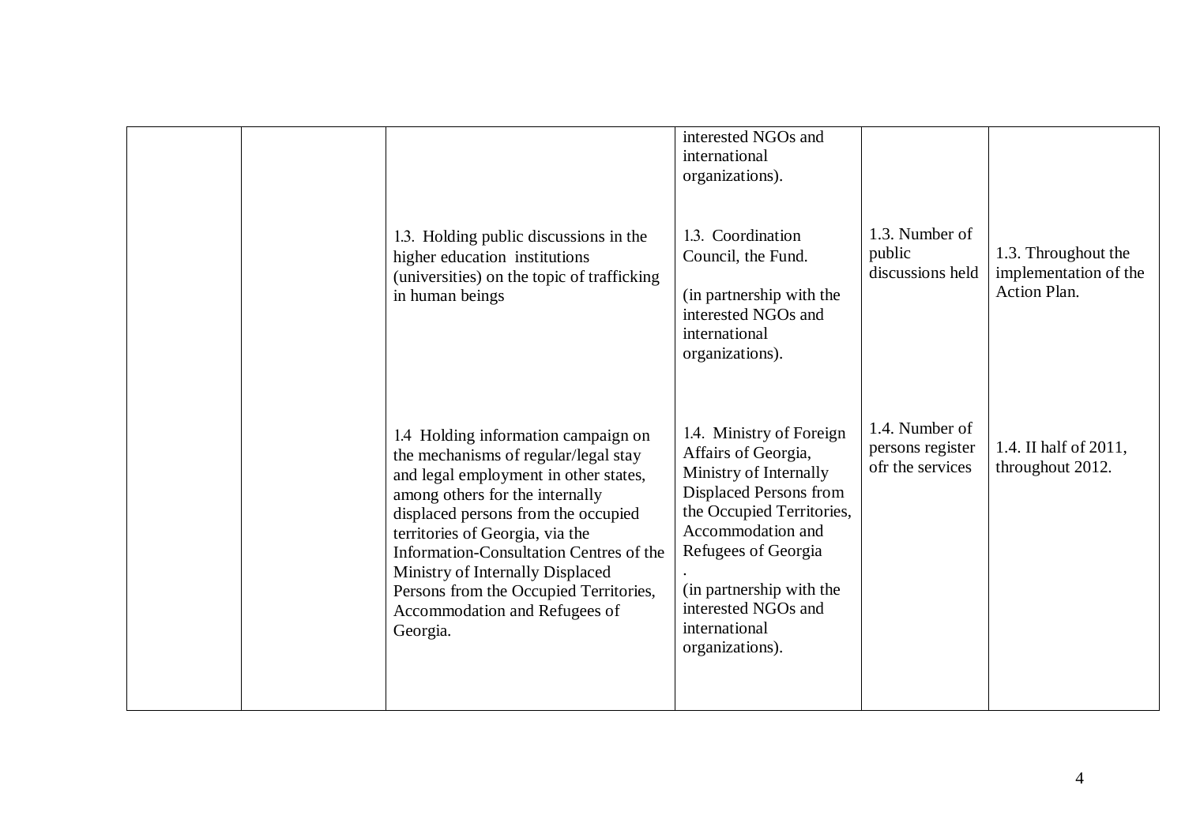|  |  |  |  |  |  |
|---|---|---|---|---|---|
|  |  |  | interested NGOs and international organizations). |  |  |
|  |  | 1.3. Holding public discussions in the higher education institutions (universities) on the topic of trafficking in human beings | 1.3. Coordination Council, the Fund.<br><br>(in partnership with the interested NGOs and international organizations). | 1.3. Number of public discussions held | 1.3. Throughout the implementation of the Action Plan. |
|  |  | 1.4 Holding information campaign on the mechanisms of regular/legal stay and legal employment in other states, among others for the internally displaced persons from the occupied territories of Georgia, via the Information-Consultation Centres of the Ministry of Internally Displaced Persons from the Occupied Territories, Accommodation and Refugees of Georgia. | 1.4. Ministry of Foreign Affairs of Georgia, Ministry of Internally Displaced Persons from the Occupied Territories, Accommodation and Refugees of Georgia<br>.<br>(in partnership with the interested NGOs and international organizations). | 1.4. Number of persons register ofr the services | 1.4. II half of 2011, throughout 2012. |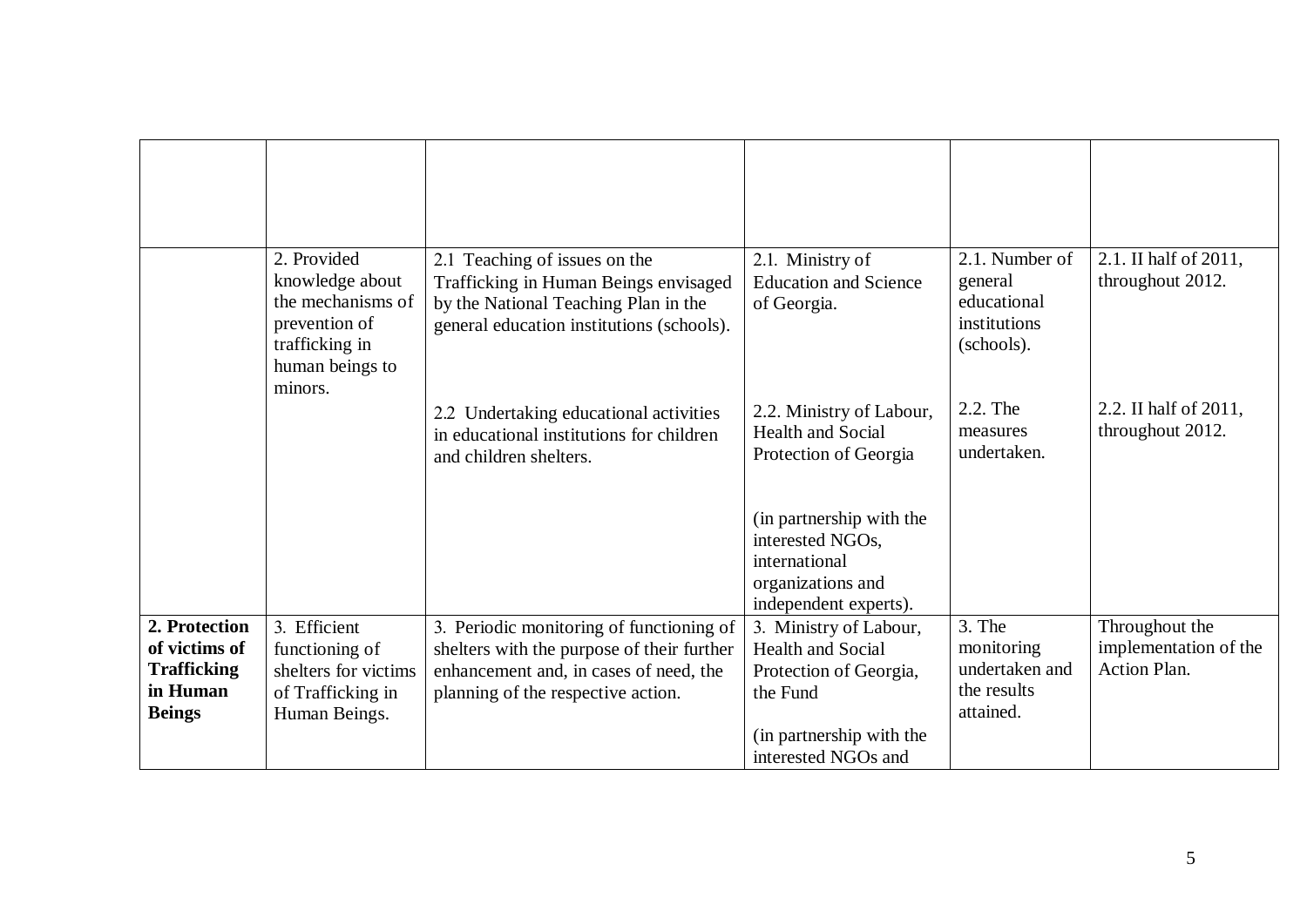| | | | | | |
|---|---|---|---|---|---|
| | | | | | |
| | 2. Provided knowledge about the mechanisms of prevention of trafficking in human beings to minors. | 2.1 Teaching of issues on the Trafficking in Human Beings envisaged by the National Teaching Plan in the general education institutions (schools). | 2.1. Ministry of Education and Science of Georgia. | 2.1. Number of general educational institutions (schools). | 2.1. II half of 2011, throughout 2012. |
| | | 2.2 Undertaking educational activities in educational institutions for children and children shelters. | 2.2. Ministry of Labour, Health and Social Protection of Georgia<br><br>(in partnership with the interested NGOs, international organizations and independent experts). | 2.2. The measures undertaken. | 2.2. II half of 2011, throughout 2012. |
| **2. Protection of victims of Trafficking in Human Beings** | 3. Efficient functioning of shelters for victims of Trafficking in Human Beings. | 3. Periodic monitoring of functioning of shelters with the purpose of their further enhancement and, in cases of need, the planning of the respective action. | 3. Ministry of Labour, Health and Social Protection of Georgia, the Fund<br><br>(in partnership with the interested NGOs and | 3. The monitoring undertaken and the results attained. | Throughout the implementation of the Action Plan. |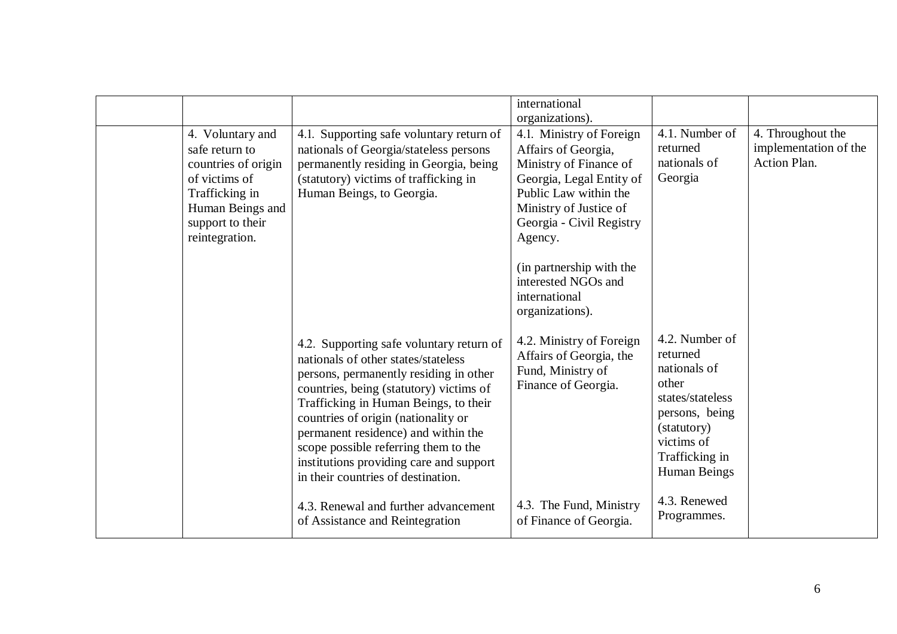| | | | | | |
|---|---|---|---|---|---|
| | | | international organizations). | | |
| | 4. Voluntary and safe return to countries of origin of victims of Trafficking in Human Beings and support to their reintegration. | 4.1. Supporting safe voluntary return of nationals of Georgia/stateless persons permanently residing in Georgia, being (statutory) victims of trafficking in Human Beings, to Georgia. | 4.1. Ministry of Foreign Affairs of Georgia, Ministry of Finance of Georgia, Legal Entity of Public Law within the Ministry of Justice of Georgia - Civil Registry Agency.<br><br>(in partnership with the interested NGOs and international organizations). | 4.1. Number of returned nationals of Georgia | 4. Throughout the implementation of the Action Plan. |
| | | 4.2. Supporting safe voluntary return of nationals of other states/stateless persons, permanently residing in other countries, being (statutory) victims of Trafficking in Human Beings, to their countries of origin (nationality or permanent residence) and within the scope possible referring them to the institutions providing care and support in their countries of destination. | 4.2. Ministry of Foreign Affairs of Georgia, the Fund, Ministry of Finance of Georgia. | 4.2. Number of returned nationals of other states/stateless persons, being (statutory) victims of Trafficking in Human Beings | |
| | | 4.3. Renewal and further advancement of Assistance and Reintegration | 4.3. The Fund, Ministry of Finance of Georgia. | 4.3. Renewed Programmes. | |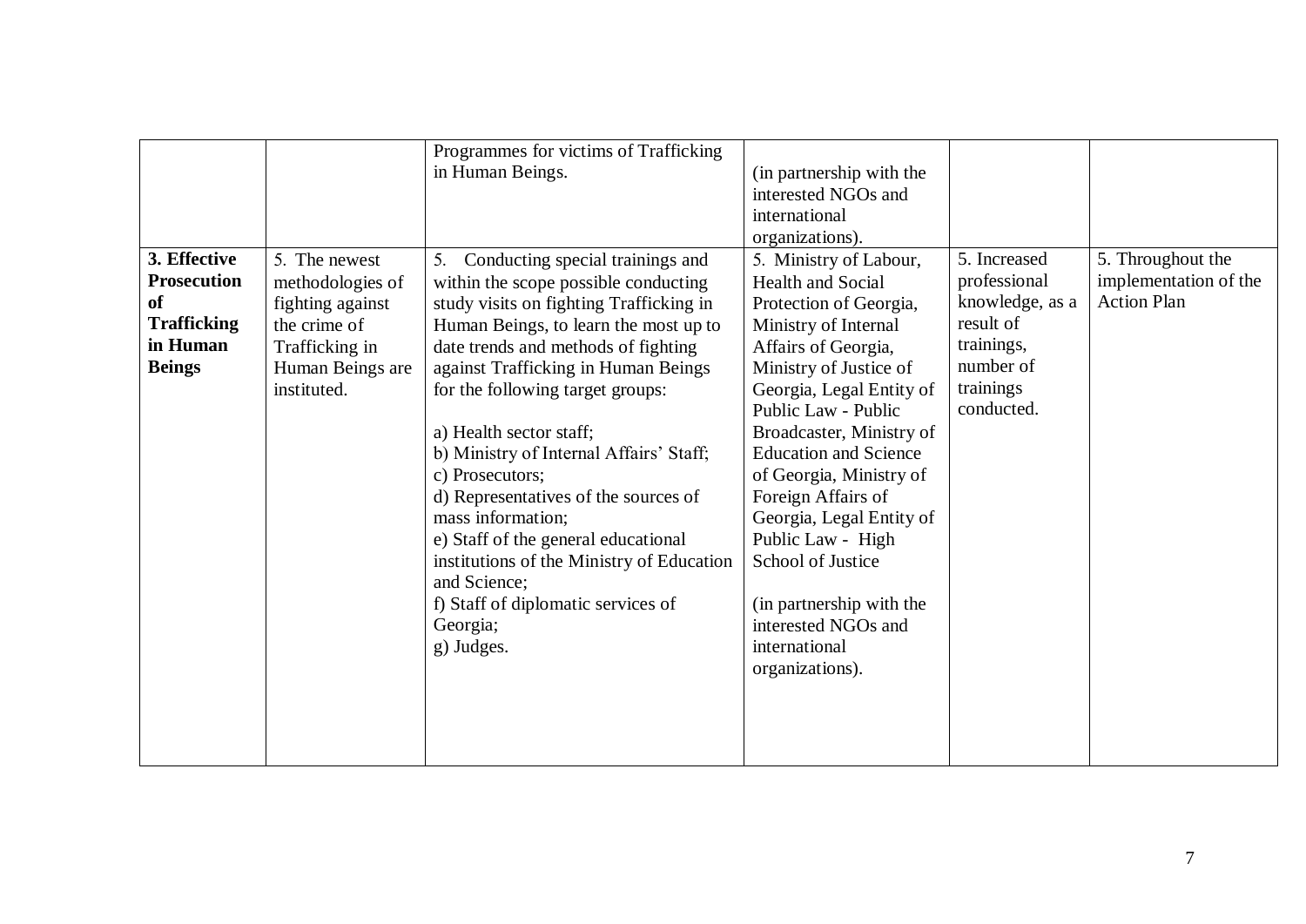| | | | | | |
|---|---|---|---|---|---|
| | | Programmes for victims of Trafficking in Human Beings. | (in partnership with the interested NGOs and international organizations). | | |
| **3. Effective Prosecution of Trafficking in Human Beings** | 5. The newest methodologies of fighting against the crime of Trafficking in Human Beings are instituted. | 5. Conducting special trainings and within the scope possible conducting study visits on fighting Trafficking in Human Beings, to learn the most up to date trends and methods of fighting against Trafficking in Human Beings for the following target groups:<br><br>a) Health sector staff;<br>b) Ministry of Internal Affairs' Staff;<br>c) Prosecutors;<br>d) Representatives of the sources of mass information;<br>e) Staff of the general educational institutions of the Ministry of Education and Science;<br>f) Staff of diplomatic services of Georgia;<br>g) Judges. | 5. Ministry of Labour, Health and Social Protection of Georgia, Ministry of Internal Affairs of Georgia, Ministry of Justice of Georgia, Legal Entity of Public Law - Public Broadcaster, Ministry of Education and Science of Georgia, Ministry of Foreign Affairs of Georgia, Legal Entity of Public Law - High School of Justice<br><br>(in partnership with the interested NGOs and international organizations). | 5. Increased professional knowledge, as a result of trainings, number of trainings conducted. | 5. Throughout the implementation of the Action Plan |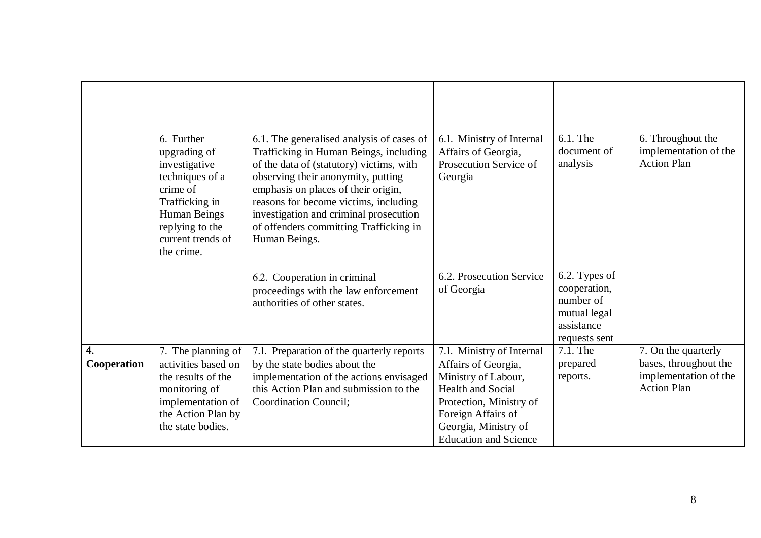|  |  |  |  |  |  |
| --- | --- | --- | --- | --- | --- |
|  | 6. Further upgrading of investigative techniques of a crime of Trafficking in Human Beings replying to the current trends of the crime. | 6.1. The generalised analysis of cases of Trafficking in Human Beings, including of the data of (statutory) victims, with observing their anonymity, putting emphasis on places of their origin, reasons for become victims, including investigation and criminal prosecution of offenders committing Trafficking in Human Beings. | 6.1. Ministry of Internal Affairs of Georgia, Prosecution Service of Georgia | 6.1. The document of analysis | 6. Throughout the implementation of the Action Plan |
|  |  | 6.2. Cooperation in criminal proceedings with the law enforcement authorities of other states. | 6.2. Prosecution Service of Georgia | 6.2. Types of cooperation, number of mutual legal assistance requests sent |  |
| **4. Cooperation** | 7. The planning of activities based on the results of the monitoring of implementation of the Action Plan by the state bodies. | 7.1. Preparation of the quarterly reports by the state bodies about the implementation of the actions envisaged this Action Plan and submission to the Coordination Council; | 7.1. Ministry of Internal Affairs of Georgia, Ministry of Labour, Health and Social Protection, Ministry of Foreign Affairs of Georgia, Ministry of Education and Science | 7.1. The prepared reports. | 7. On the quarterly bases, throughout the implementation of the Action Plan |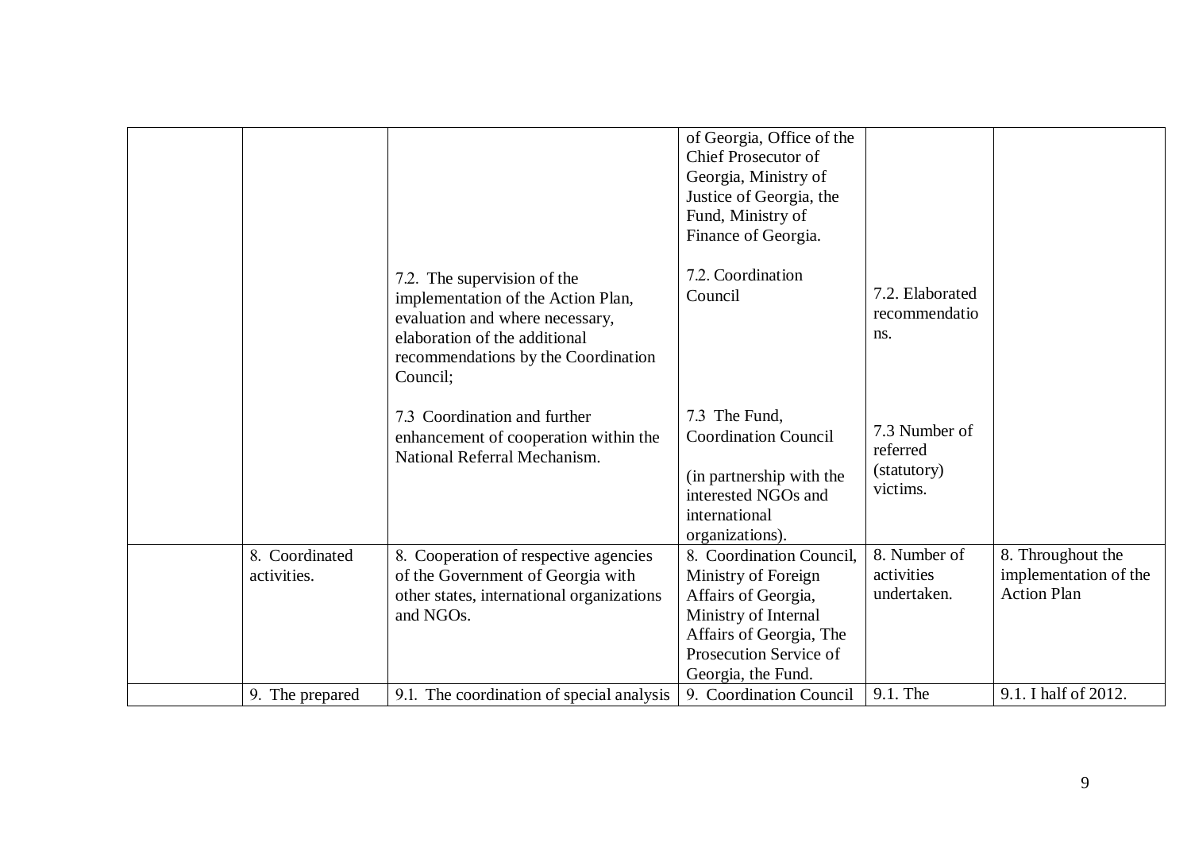| | | | | | |
|---|---|---|---|---|---|
| | | 7.2. The supervision of the implementation of the Action Plan, evaluation and where necessary, elaboration of the additional recommendations by the Coordination Council;<br><br>7.3 Coordination and further enhancement of cooperation within the National Referral Mechanism. | of Georgia, Office of the Chief Prosecutor of Georgia, Ministry of Justice of Georgia, the Fund, Ministry of Finance of Georgia.<br><br>7.2. Coordination Council<br><br>7.3 The Fund, Coordination Council<br><br>(in partnership with the interested NGOs and international organizations). | 7.2. Elaborated recommendations.<br><br>7.3 Number of referred (statutory) victims. | |
| | 8. Coordinated activities. | 8. Cooperation of respective agencies of the Government of Georgia with other states, international organizations and NGOs. | 8. Coordination Council, Ministry of Foreign Affairs of Georgia, Ministry of Internal Affairs of Georgia, The Prosecution Service of Georgia, the Fund. | 8. Number of activities undertaken. | 8. Throughout the implementation of the Action Plan |
| | 9. The prepared | 9.1. The coordination of special analysis | 9. Coordination Council | 9.1. The | 9.1. I half of 2012. |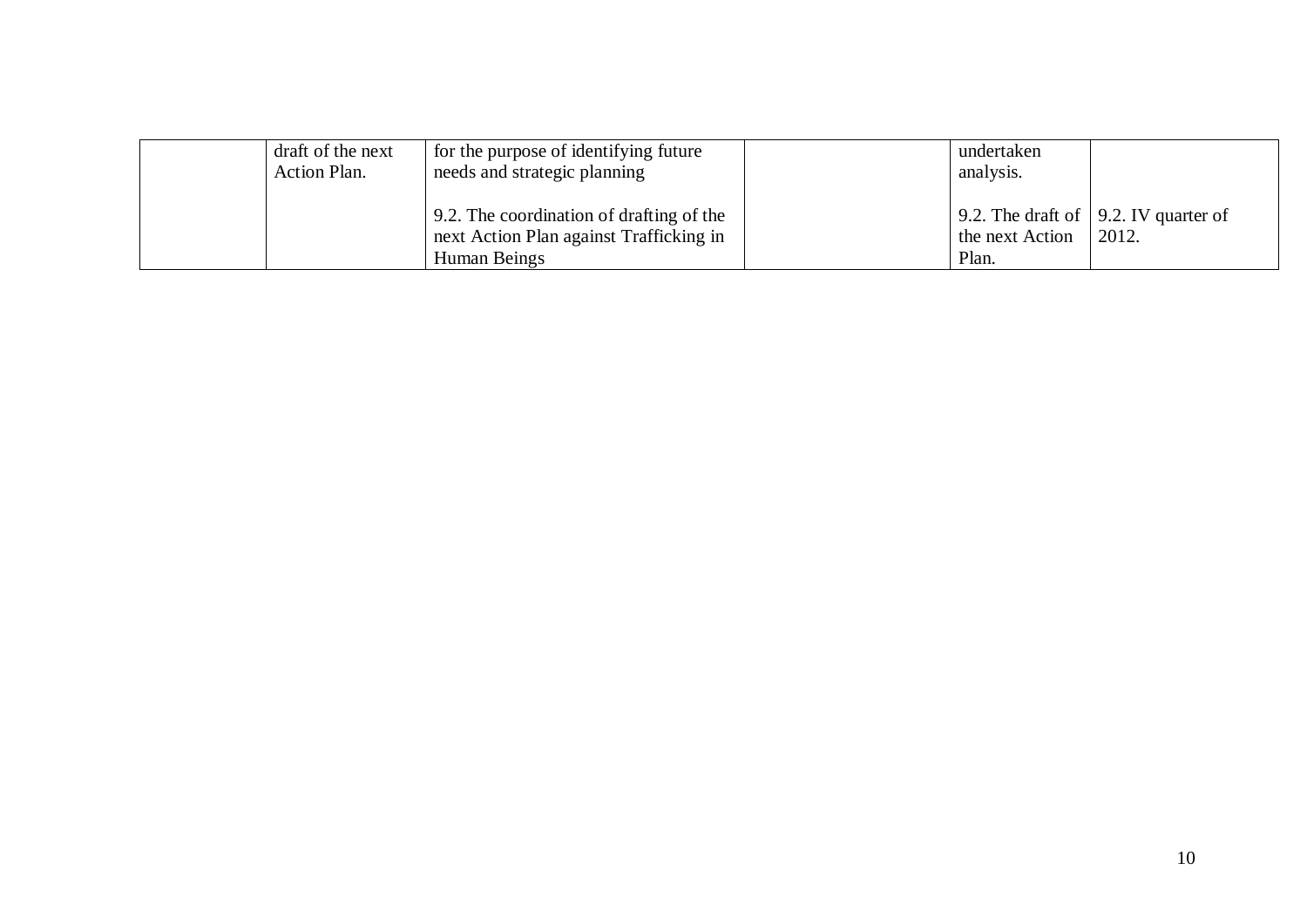| | | | | | |
|---|---|---|---|---|---|
| | draft of the next Action Plan. | for the purpose of identifying future needs and strategic planning<br><br>9.2. The coordination of drafting of the next Action Plan against Trafficking in Human Beings | | undertaken analysis.<br><br>9.2. The draft of the next Action Plan. | <br><br>9.2. IV quarter of 2012. |